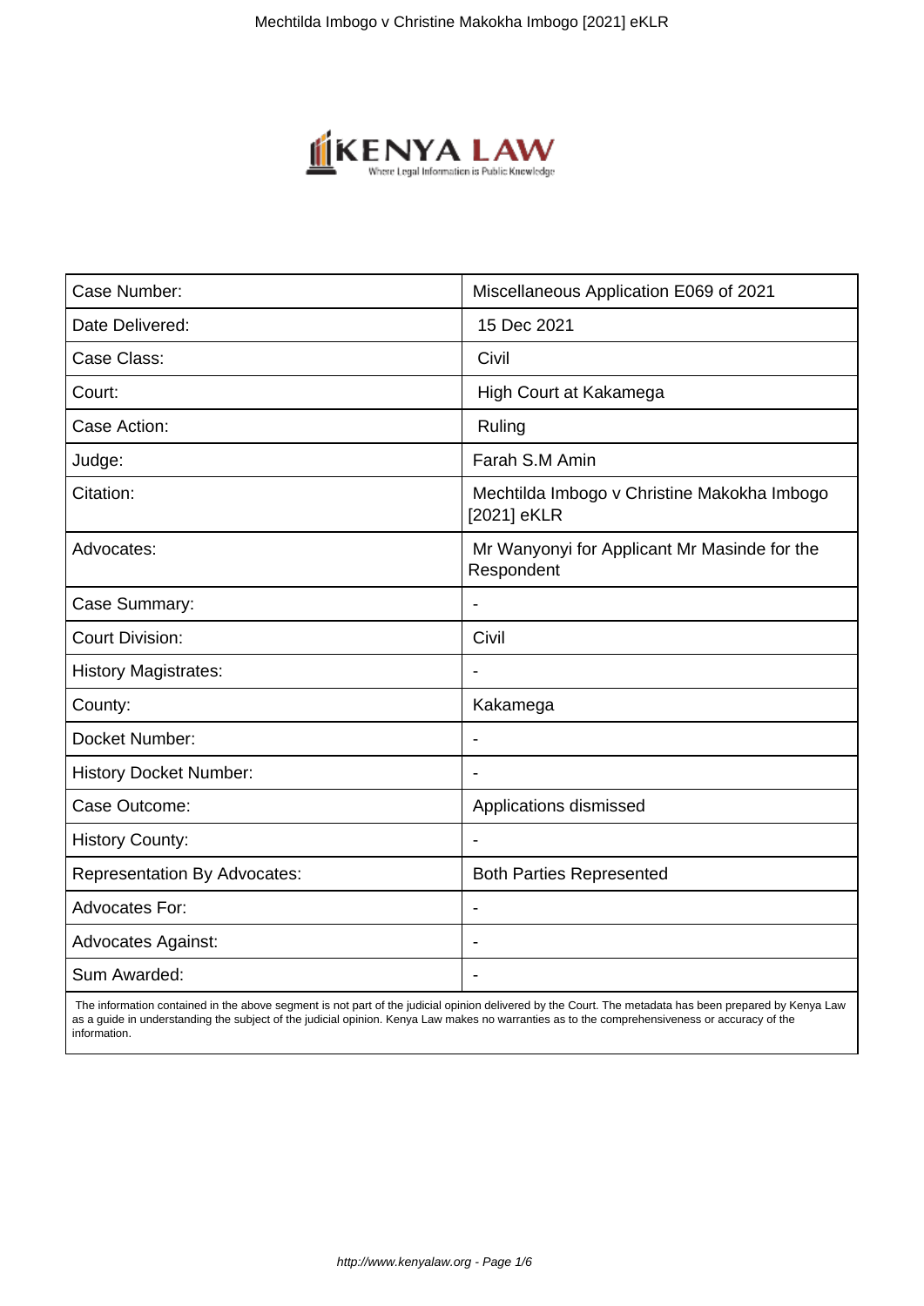| Case Number: | Miscellaneous Application E069 of 2021 |
| --- | --- |
| Date Delivered: | 15 Dec 2021 |
| Case Class: | Civil |
| Court: | High Court at Kakamega |
| Case Action: | Ruling |
| Judge: | Farah S.M Amin |
| Citation: | Mechtilda Imbogo v Christine Makokha Imbogo [2021] eKLR |
| Advocates: | Mr Wanyonyi for Applicant Mr Masinde for the Respondent |
| Case Summary: | - |
| Court Division: | Civil |
| History Magistrates: | - |
| County: | Kakamega |
| Docket Number: | - |
| History Docket Number: | - |
| Case Outcome: | Applications dismissed |
| History County: | - |
| Representation By Advocates: | Both Parties Represented |
| Advocates For: | - |
| Advocates Against: | - |
| Sum Awarded: | - |

The information contained in the above segment is not part of the judicial opinion delivered by the Court. The metadata has been prepared by Kenya Law as a guide in understanding the subject of the judicial opinion. Kenya Law makes no warranties as to the comprehensiveness or accuracy of the information.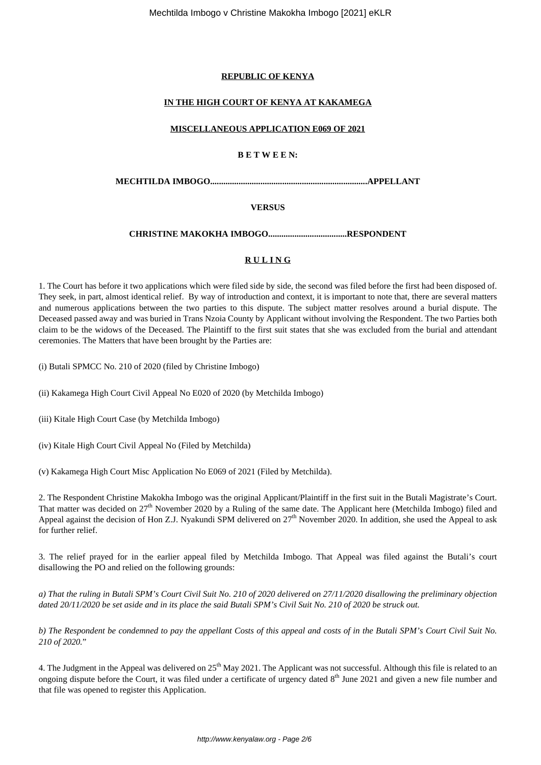**REPUBLIC OF KENYA**

**IN THE HIGH COURT OF KENYA AT KAKAMEGA**

**MISCELLANEOUS APPLICATION E069 OF 2021**

**B E T W E E N:**

**MECHTILDA IMBOGO.......................................................................APPELLANT**

**VERSUS**

**CHRISTINE MAKOKHA IMBOGO....................................RESPONDENT**

**R U L I N G**

1. The Court has before it two applications which were filed side by side, the second was filed before the first had been disposed of. They seek, in part, almost identical relief. By way of introduction and context, it is important to note that, there are several matters and numerous applications between the two parties to this dispute. The subject matter resolves around a burial dispute. The Deceased passed away and was buried in Trans Nzoia County by Applicant without involving the Respondent. The two Parties both claim to be the widows of the Deceased. The Plaintiff to the first suit states that she was excluded from the burial and attendant ceremonies. The Matters that have been brought by the Parties are:

(i) Butali SPMCC No. 210 of 2020 (filed by Christine Imbogo)

(ii) Kakamega High Court Civil Appeal No E020 of 2020 (by Metchilda Imbogo)

(iii) Kitale High Court Case (by Metchilda Imbogo)

(iv) Kitale High Court Civil Appeal No (Filed by Metchilda)

(v) Kakamega High Court Misc Application No E069 of 2021 (Filed by Metchilda).

2. The Respondent Christine Makokha Imbogo was the original Applicant/Plaintiff in the first suit in the Butali Magistrate's Court. That matter was decided on 27th November 2020 by a Ruling of the same date. The Applicant here (Metchilda Imbogo) filed and Appeal against the decision of Hon Z.J. Nyakundi SPM delivered on 27th November 2020. In addition, she used the Appeal to ask for further relief.

3. The relief prayed for in the earlier appeal filed by Metchilda Imbogo. That Appeal was filed against the Butali's court disallowing the PO and relied on the following grounds:

*a) That the ruling in Butali SPM's Court Civil Suit No. 210 of 2020 delivered on 27/11/2020 disallowing the preliminary objection dated 20/11/2020 be set aside and in its place the said Butali SPM's Civil Suit No. 210 of 2020 be struck out.*

*b) The Respondent be condemned to pay the appellant Costs of this appeal and costs of in the Butali SPM's Court Civil Suit No. 210 of 2020.*"

4. The Judgment in the Appeal was delivered on 25th May 2021. The Applicant was not successful. Although this file is related to an ongoing dispute before the Court, it was filed under a certificate of urgency dated 8th June 2021 and given a new file number and that file was opened to register this Application.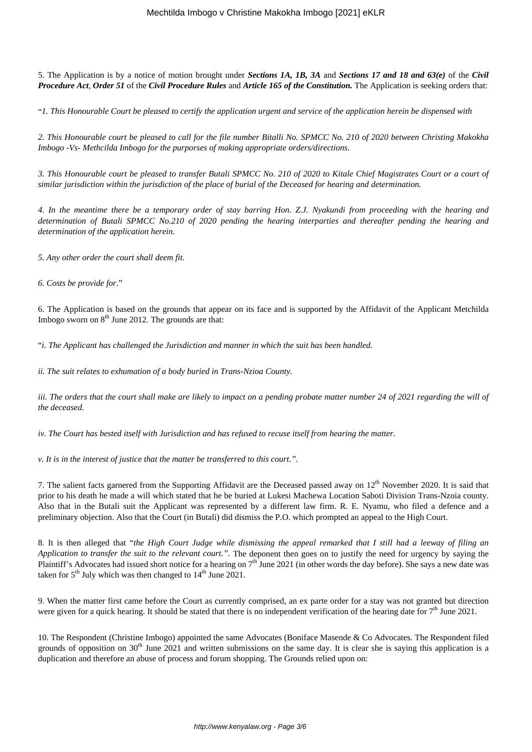5. The Application is by a notice of motion brought under ***Sections 1A, 1B, 3A*** and ***Sections 17 and 18 and 63(e)*** of the ***Civil Procedure Act***, ***Order 51*** of the ***Civil Procedure Rules*** and ***Article 165 of the Constitution.*** The Application is seeking orders that:

"*1. This Honourable Court be pleased to certify the application urgent and service of the application herein be dispensed with*

*2. This Honourable court be pleased to call for the file number Bitalli No. SPMCC No. 210 of 2020 between Christing Makokha Imbogo -Vs- Methcilda Imbogo for the purporses of making appropriate orders/directions.*

*3. This Honourable court be pleased to transfer Butali SPMCC No. 210 of 2020 to Kitale Chief Magistrates Court or a court of similar jurisdiction within the jurisdiction of the place of burial of the Deceased for hearing and determination.*

*4. In the meantime there be a temporary order of stay barring Hon. Z.J. Nyakundi from proceeding with the hearing and determination of Butali SPMCC No.210 of 2020 pending the hearing interparties and thereafter pending the hearing and determination of the application herein.*

*5. Any other order the court shall deem fit.*

*6. Costs be provide for*."

6. The Application is based on the grounds that appear on its face and is supported by the Affidavit of the Applicant Metchilda Imbogo sworn on 8th June 2012. The grounds are that:

"*i. The Applicant has challenged the Jurisdiction and manner in which the suit has been handled.*

*ii. The suit relates to exhumation of a body buried in Trans-Nzioa County.*

*iii. The orders that the court shall make are likely to impact on a pending probate matter number 24 of 2021 regarding the will of the deceased.*

*iv. The Court has bested itself with Jurisdiction and has refused to recuse itself from hearing the matter.*

*v. It is in the interest of justice that the matter be transferred to this court.".*

7. The salient facts garnered from the Supporting Affidavit are the Deceased passed away on 12th November 2020. It is said that prior to his death he made a will which stated that he be buried at Lukesi Machewa Location Saboti Division Trans-Nzoia county. Also that in the Butali suit the Applicant was represented by a different law firm. R. E. Nyamu, who filed a defence and a preliminary objection. Also that the Court (in Butali) did dismiss the P.O. which prompted an appeal to the High Court.

8. It is then alleged that "*the High Court Judge while dismissing the appeal remarked that I still had a leeway of filing an Application to transfer the suit to the relevant court.".* The deponent then goes on to justify the need for urgency by saying the Plaintiff's Advocates had issued short notice for a hearing on 7th June 2021 (in other words the day before). She says a new date was taken for 5th July which was then changed to 14th June 2021.

9. When the matter first came before the Court as currently comprised, an ex parte order for a stay was not granted but direction were given for a quick hearing. It should be stated that there is no independent verification of the hearing date for 7th June 2021.

10. The Respondent (Christine Imbogo) appointed the same Advocates (Boniface Masende & Co Advocates. The Respondent filed grounds of opposition on 30th June 2021 and written submissions on the same day. It is clear she is saying this application is a duplication and therefore an abuse of process and forum shopping. The Grounds relied upon on: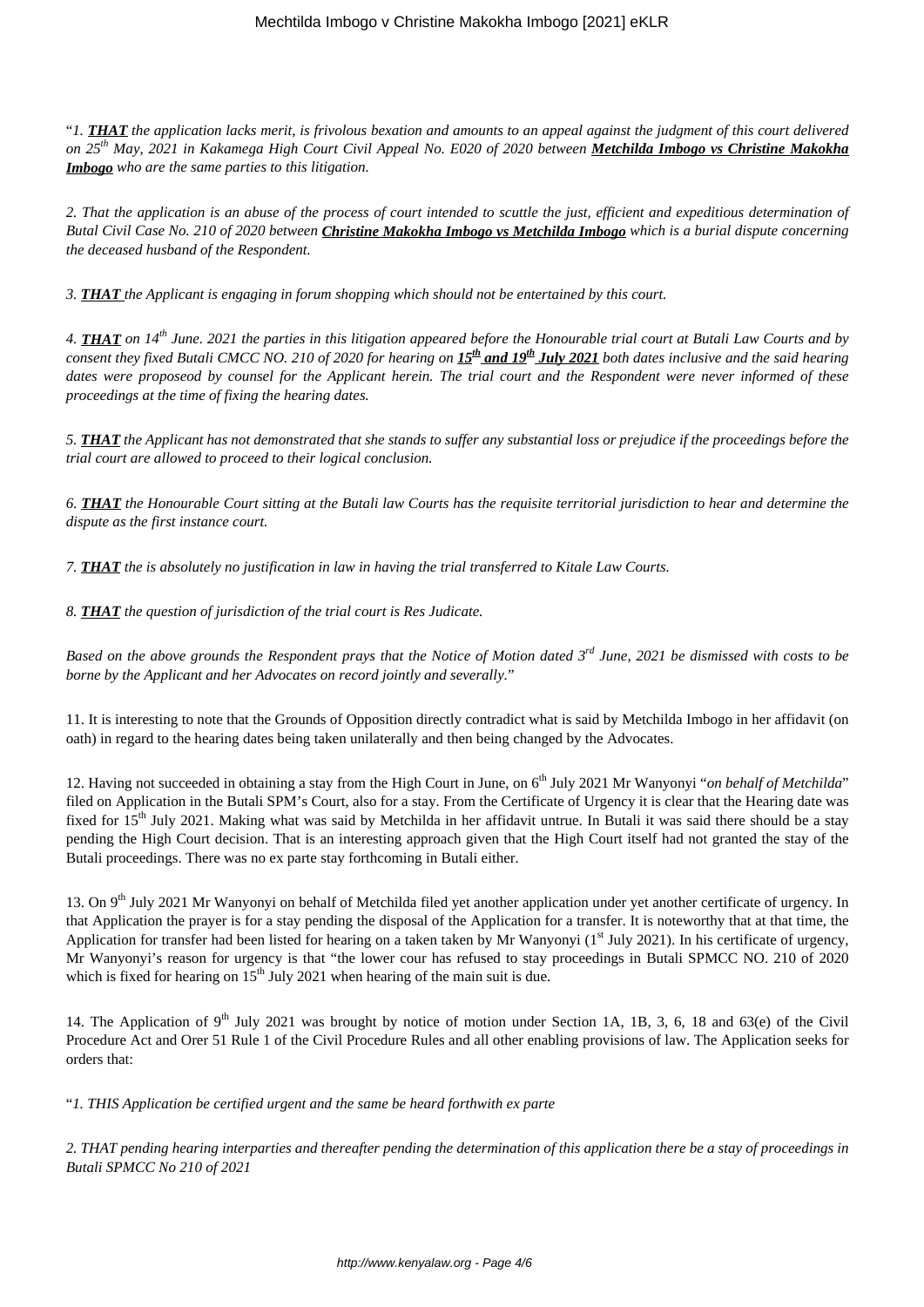"*1. **THAT** the application lacks merit, is frivolous bexation and amounts to an appeal against the judgment of this court delivered on 25th May, 2021 in Kakamega High Court Civil Appeal No. E020 of 2020 between **Metchilda Imbogo vs Christine Makokha Imbogo** who are the same parties to this litigation.*

*2. That the application is an abuse of the process of court intended to scuttle the just, efficient and expeditious determination of Butal Civil Case No. 210 of 2020 between **Christine Makokha Imbogo vs Metchilda Imbogo** which is a burial dispute concerning the deceased husband of the Respondent.*

*3. **THAT** the Applicant is engaging in forum shopping which should not be entertained by this court.*

*4. **THAT** on 14th June. 2021 the parties in this litigation appeared before the Honourable trial court at Butali Law Courts and by consent they fixed Butali CMCC NO. 210 of 2020 for hearing on **15th and 19th July 2021** both dates inclusive and the said hearing dates were proposeod by counsel for the Applicant herein. The trial court and the Respondent were never informed of these proceedings at the time of fixing the hearing dates.*

*5. **THAT** the Applicant has not demonstrated that she stands to suffer any substantial loss or prejudice if the proceedings before the trial court are allowed to proceed to their logical conclusion.*

*6. **THAT** the Honourable Court sitting at the Butali law Courts has the requisite territorial jurisdiction to hear and determine the dispute as the first instance court.*

*7. **THAT** the is absolutely no justification in law in having the trial transferred to Kitale Law Courts.*

*8. **THAT** the question of jurisdiction of the trial court is Res Judicate.*

*Based on the above grounds the Respondent prays that the Notice of Motion dated 3rd June, 2021 be dismissed with costs to be borne by the Applicant and her Advocates on record jointly and severally.*"

11. It is interesting to note that the Grounds of Opposition directly contradict what is said by Metchilda Imbogo in her affidavit (on oath) in regard to the hearing dates being taken unilaterally and then being changed by the Advocates.

12. Having not succeeded in obtaining a stay from the High Court in June, on 6th July 2021 Mr Wanyonyi "*on behalf of Metchilda*" filed on Application in the Butali SPM's Court, also for a stay. From the Certificate of Urgency it is clear that the Hearing date was fixed for 15th July 2021. Making what was said by Metchilda in her affidavit untrue. In Butali it was said there should be a stay pending the High Court decision. That is an interesting approach given that the High Court itself had not granted the stay of the Butali proceedings. There was no ex parte stay forthcoming in Butali either.

13. On 9th July 2021 Mr Wanyonyi on behalf of Metchilda filed yet another application under yet another certificate of urgency. In that Application the prayer is for a stay pending the disposal of the Application for a transfer. It is noteworthy that at that time, the Application for transfer had been listed for hearing on a taken taken by Mr Wanyonyi (1st July 2021). In his certificate of urgency, Mr Wanyonyi's reason for urgency is that "the lower cour has refused to stay proceedings in Butali SPMCC NO. 210 of 2020 which is fixed for hearing on 15th July 2021 when hearing of the main suit is due.

14. The Application of 9th July 2021 was brought by notice of motion under Section 1A, 1B, 3, 6, 18 and 63(e) of the Civil Procedure Act and Orer 51 Rule 1 of the Civil Procedure Rules and all other enabling provisions of law. The Application seeks for orders that:

"*1. THIS Application be certified urgent and the same be heard forthwith ex parte*

*2. THAT pending hearing interparties and thereafter pending the determination of this application there be a stay of proceedings in Butali SPMCC No 210 of 2021*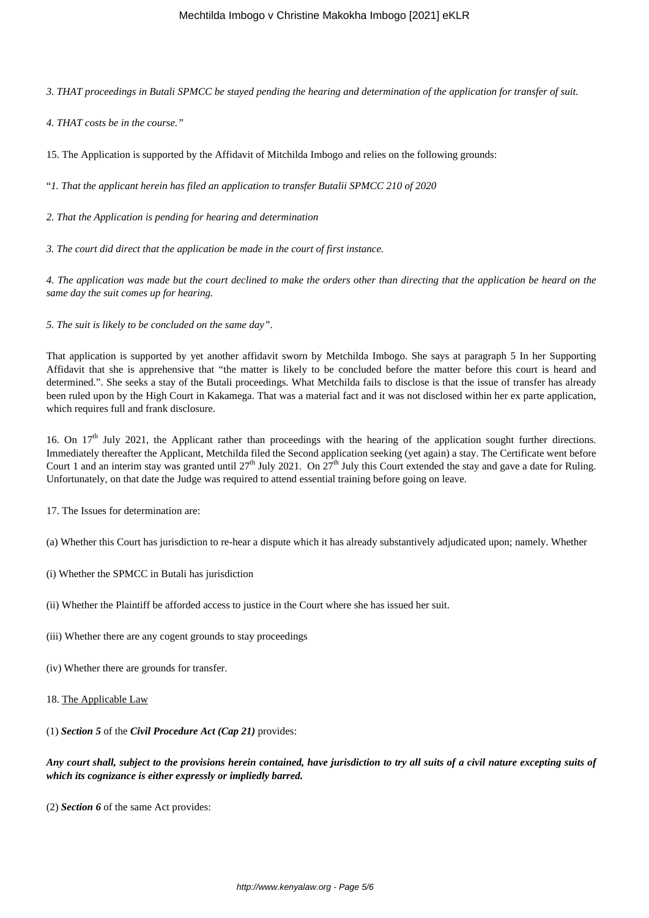*3. THAT proceedings in Butali SPMCC be stayed pending the hearing and determination of the application for transfer of suit.*

*4. THAT costs be in the course."*

15. The Application is supported by the Affidavit of Mitchilda Imbogo and relies on the following grounds:

"*1. That the applicant herein has filed an application to transfer Butalii SPMCC 210 of 2020*

*2. That the Application is pending for hearing and determination*

*3. The court did direct that the application be made in the court of first instance.*

*4. The application was made but the court declined to make the orders other than directing that the application be heard on the same day the suit comes up for hearing.*

*5. The suit is likely to be concluded on the same day"*.

That application is supported by yet another affidavit sworn by Metchilda Imbogo. She says at paragraph 5 In her Supporting Affidavit that she is apprehensive that "the matter is likely to be concluded before the matter before this court is heard and determined.". She seeks a stay of the Butali proceedings. What Metchilda fails to disclose is that the issue of transfer has already been ruled upon by the High Court in Kakamega. That was a material fact and it was not disclosed within her ex parte application, which requires full and frank disclosure.

16. On 17th July 2021, the Applicant rather than proceedings with the hearing of the application sought further directions. Immediately thereafter the Applicant, Metchilda filed the Second application seeking (yet again) a stay. The Certificate went before Court 1 and an interim stay was granted until 27th July 2021. On 27th July this Court extended the stay and gave a date for Ruling. Unfortunately, on that date the Judge was required to attend essential training before going on leave.

17. The Issues for determination are:

(a) Whether this Court has jurisdiction to re-hear a dispute which it has already substantively adjudicated upon; namely. Whether

(i) Whether the SPMCC in Butali has jurisdiction

(ii) Whether the Plaintiff be afforded access to justice in the Court where she has issued her suit.

(iii) Whether there are any cogent grounds to stay proceedings

(iv) Whether there are grounds for transfer.

18. <u>The Applicable Law</u>

(1) ***Section 5*** of the ***Civil Procedure Act (Cap 21)*** provides:

***Any court shall, subject to the provisions herein contained, have jurisdiction to try all suits of a civil nature excepting suits of which its cognizance is either expressly or impliedly barred.***

(2) ***Section 6*** of the same Act provides: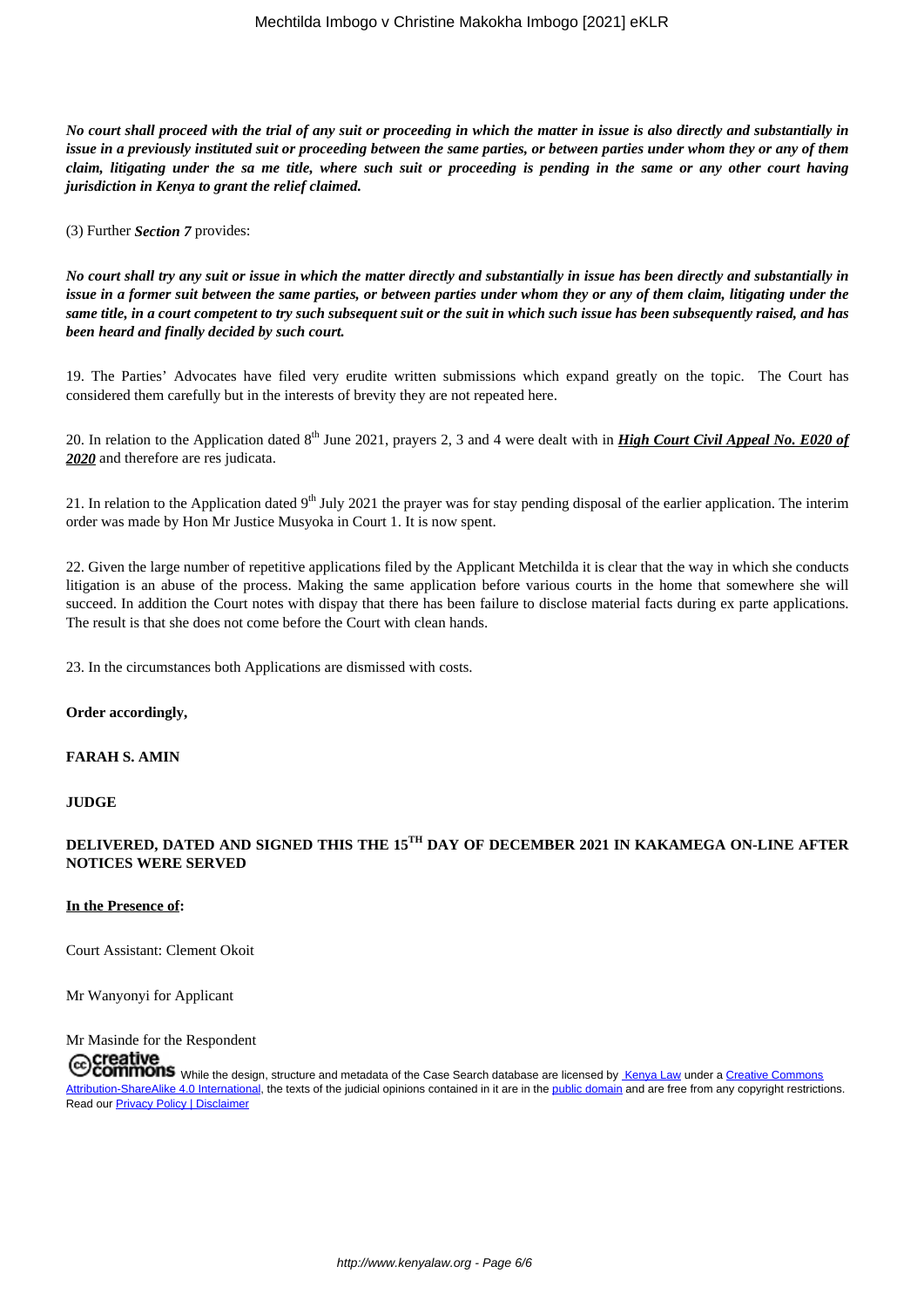***No court shall proceed with the trial of any suit or proceeding in which the matter in issue is also directly and substantially in issue in a previously instituted suit or proceeding between the same parties, or between parties under whom they or any of them claim, litigating under the sa me title, where such suit or proceeding is pending in the same or any other court having jurisdiction in Kenya to grant the relief claimed.***

(3) Further ***Section 7*** provides:

***No court shall try any suit or issue in which the matter directly and substantially in issue has been directly and substantially in issue in a former suit between the same parties, or between parties under whom they or any of them claim, litigating under the same title, in a court competent to try such subsequent suit or the suit in which such issue has been subsequently raised, and has been heard and finally decided by such court.***

19. The Parties' Advocates have filed very erudite written submissions which expand greatly on the topic. The Court has considered them carefully but in the interests of brevity they are not repeated here.

20. In relation to the Application dated 8th June 2021, prayers 2, 3 and 4 were dealt with in ***High Court Civil Appeal No. E020 of 2020*** and therefore are res judicata.

21. In relation to the Application dated 9th July 2021 the prayer was for stay pending disposal of the earlier application. The interim order was made by Hon Mr Justice Musyoka in Court 1. It is now spent.

22. Given the large number of repetitive applications filed by the Applicant Metchilda it is clear that the way in which she conducts litigation is an abuse of the process. Making the same application before various courts in the home that somewhere she will succeed. In addition the Court notes with dispay that there has been failure to disclose material facts during ex parte applications. The result is that she does not come before the Court with clean hands.

23. In the circumstances both Applications are dismissed with costs.

**Order accordingly,**

**FARAH S. AMIN**

**JUDGE**

**DELIVERED, DATED AND SIGNED THIS THE 15TH DAY OF DECEMBER 2021 IN KAKAMEGA ON-LINE AFTER NOTICES WERE SERVED**

**In the Presence of:**

Court Assistant: Clement Okoit

Mr Wanyonyi for Applicant

Mr Masinde for the Respondent

While the design, structure and metadata of the Case Search database are licensed by Kenya Law under a Creative Commons Attribution-ShareAlike 4.0 International, the texts of the judicial opinions contained in it are in the public domain and are free from any copyright restrictions. Read our Privacy Policy | Disclaimer